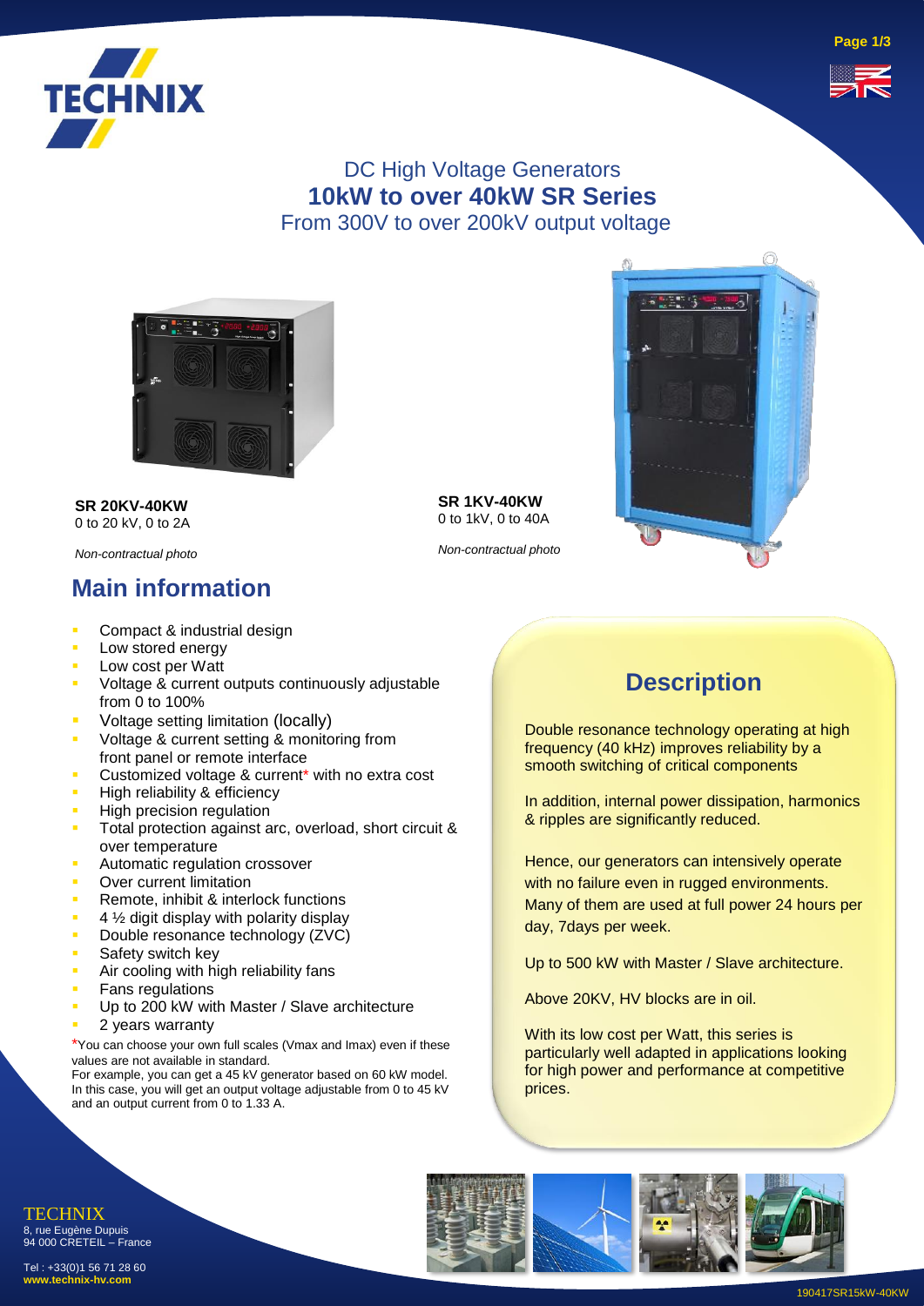# DC High Voltage Generators
## 10kW to over 40kW SR Series
From 300V to over 200kV output voltage

**SR 20KV-40KW**
0 to 20 kV, 0 to 2A

*Non-contractual photo*

**SR 1KV-40KW**
0 to 1kV, 0 to 40A

*Non-contractual photo*

## Main information

- Compact & industrial design
- Low stored energy
- Low cost per Watt
- Voltage & current outputs continuously adjustable from 0 to 100%
- Voltage setting limitation (locally)
- Voltage & current setting & monitoring from front panel or remote interface
- Customized voltage & current* with no extra cost
- High reliability & efficiency
- High precision regulation
- Total protection against arc, overload, short circuit & over temperature
- Automatic regulation crossover
- Over current limitation
- Remote, inhibit & interlock functions
- 4 ½ digit display with polarity display
- Double resonance technology (ZVC)
- Safety switch key
- Air cooling with high reliability fans
- Fans regulations
- Up to 200 kW with Master / Slave architecture
- 2 years warranty

*You can choose your own full scales (Vmax and Imax) even if these values are not available in standard.
For example, you can get a 45 kV generator based on 60 kW model. In this case, you will get an output voltage adjustable from 0 to 45 kV and an output current from 0 to 1.33 A.

## Description

Double resonance technology operating at high frequency (40 kHz) improves reliability by a smooth switching of critical components

In addition, internal power dissipation, harmonics & ripples are significantly reduced.

Hence, our generators can intensively operate with no failure even in rugged environments. Many of them are used at full power 24 hours per day, 7days per week.

Up to 500 kW with Master / Slave architecture.

Above 20KV, HV blocks are in oil.

With its low cost per Watt, this series is particularly well adapted in applications looking for high power and performance at competitive prices.

TECHNIX
8, rue Eugène Dupuis
94 000 CRETEIL – France

Tel : +33(0)1 56 71 28 60
**www.technix-hv.com**

190417SR15kW-40KW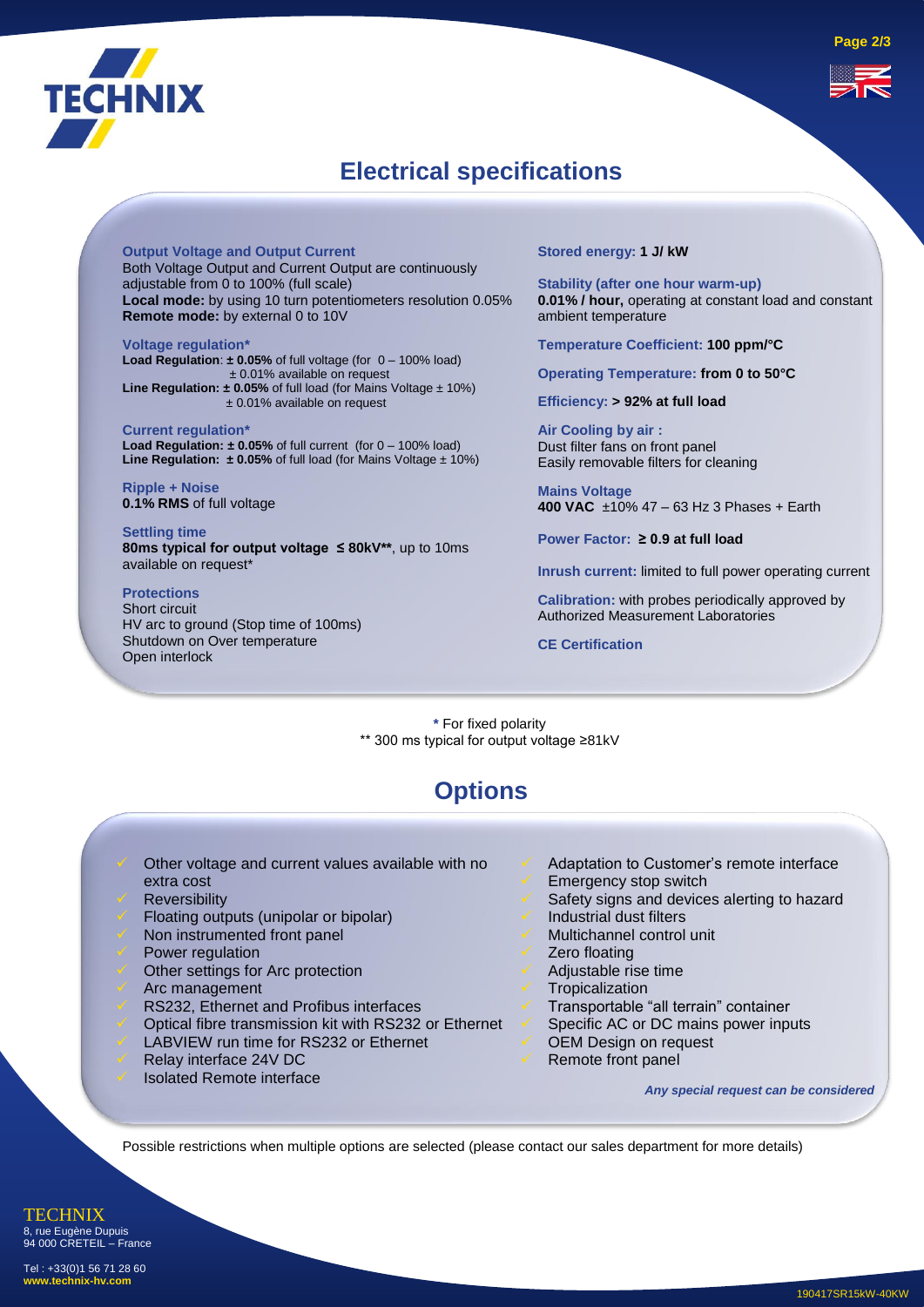## Electrical specifications

**Output Voltage and Output Current**
Both Voltage Output and Current Output are continuously adjustable from 0 to 100% (full scale)
**Local mode:** by using 10 turn potentiometers resolution 0.05%
**Remote mode:** by external 0 to 10V

**Voltage regulation***
**Load Regulation**: **± 0.05%** of full voltage (for 0 – 100% load)
± 0.01% available on request
**Line Regulation: ± 0.05%** of full load (for Mains Voltage ± 10%)
± 0.01% available on request

**Current regulation***
**Load Regulation: ± 0.05%** of full current (for 0 – 100% load)
**Line Regulation: ± 0.05%** of full load (for Mains Voltage ± 10%)

**Ripple + Noise**
**0.1% RMS** of full voltage

**Settling time**
**80ms typical for output voltage ≤ 80kV****, up to 10ms available on request*

**Protections**
Short circuit
HV arc to ground (Stop time of 100ms)
Shutdown on Over temperature
Open interlock

**Stored energy: 1 J/ kW**

**Stability (after one hour warm-up)**
**0.01% / hour,** operating at constant load and constant ambient temperature

**Temperature Coefficient: 100 ppm/°C**

**Operating Temperature: from 0 to 50°C**

**Efficiency: > 92% at full load**

**Air Cooling by air :**
Dust filter fans on front panel
Easily removable filters for cleaning

**Mains Voltage**
**400 VAC** ±10% 47 – 63 Hz 3 Phases + Earth

**Power Factor: ≥ 0.9 at full load**

**Inrush current:** limited to full power operating current

**Calibration:** with probes periodically approved by Authorized Measurement Laboratories

**CE Certification**

\* For fixed polarity
\*\* 300 ms typical for output voltage ≥81kV

## Options

- Other voltage and current values available with no extra cost
- Reversibility
- Floating outputs (unipolar or bipolar)
- Non instrumented front panel
- Power regulation
- Other settings for Arc protection
- Arc management
- RS232, Ethernet and Profibus interfaces
- Optical fibre transmission kit with RS232 or Ethernet
- LABVIEW run time for RS232 or Ethernet
- Relay interface 24V DC
- Isolated Remote interface
- Adaptation to Customer's remote interface
- Emergency stop switch
- Safety signs and devices alerting to hazard
- Industrial dust filters
- Multichannel control unit
- Zero floating
- Adjustable rise time
- Tropicalization
- Transportable "all terrain" container
- Specific AC or DC mains power inputs
- OEM Design on request
- Remote front panel

*Any special request can be considered*

Possible restrictions when multiple options are selected (please contact our sales department for more details)

TECHNIX
8, rue Eugène Dupuis
94 000 CRETEIL – France

Tel : +33(0)1 56 71 28 60
**www.technix-hv.com**

190417SR15kW-40KW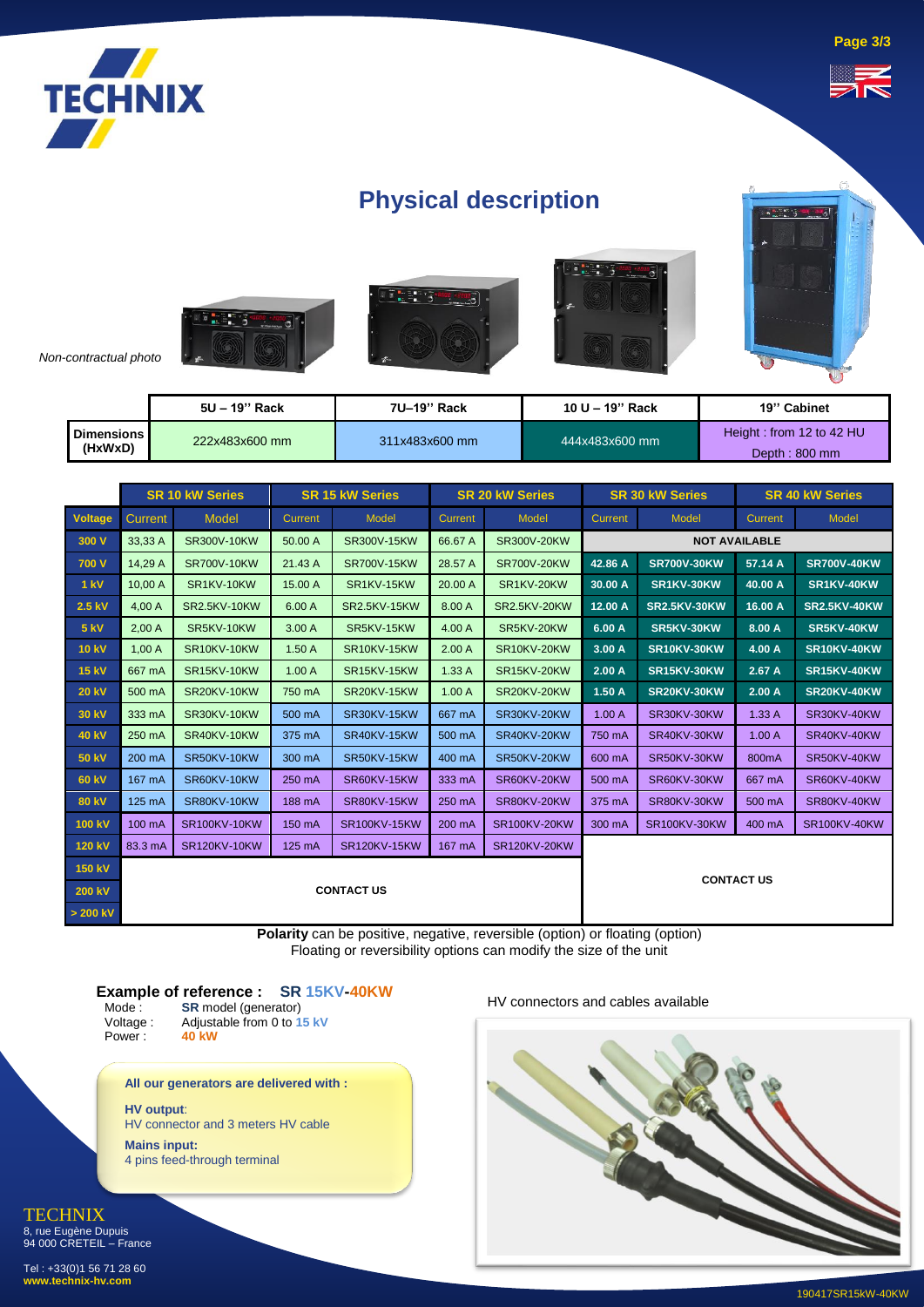## Physical description

*Non-contractual photo*

| | 5U – 19'' Rack | 7U–19'' Rack | 10 U – 19'' Rack | 19'' Cabinet |
|---|---|---|---|---|
| **Dimensions (HxWxD)** | 222x483x600 mm | 311x483x600 mm | 444x483x600 mm | Height : from 12 to 42 HU<br>Depth : 800 mm |

| | SR 10 kW Series | | SR 15 kW Series | | SR 20 kW Series | | SR 30 kW Series | | SR 40 kW Series | |
|---|---|---|---|---|---|---|---|---|---|---|
| **Voltage** | Current | Model | Current | Model | Current | Model | Current | Model | Current | Model |
| **300 V** | 33,33 A | SR300V-10KW | 50.00 A | SR300V-15KW | 66.67 A | SR300V-20KW | NOT AVAILABLE | | | |
| **700 V** | 14,29 A | SR700V-10KW | 21.43 A | SR700V-15KW | 28.57 A | SR700V-20KW | **42.86 A** | **SR700V-30KW** | **57.14 A** | **SR700V-40KW** |
| **1 kV** | 10,00 A | SR1KV-10KW | 15.00 A | SR1KV-15KW | 20.00 A | SR1KV-20KW | **30.00 A** | **SR1KV-30KW** | **40.00 A** | **SR1KV-40KW** |
| **2.5 kV** | 4,00 A | SR2.5KV-10KW | 6.00 A | SR2.5KV-15KW | 8.00 A | SR2.5KV-20KW | **12.00 A** | **SR2.5KV-30KW** | **16.00 A** | **SR2.5KV-40KW** |
| **5 kV** | 2,00 A | SR5KV-10KW | 3.00 A | SR5KV-15KW | 4.00 A | SR5KV-20KW | **6.00 A** | **SR5KV-30KW** | **8.00 A** | **SR5KV-40KW** |
| **10 kV** | 1,00 A | SR10KV-10KW | 1.50 A | SR10KV-15KW | 2.00 A | SR10KV-20KW | **3.00 A** | **SR10KV-30KW** | **4.00 A** | **SR10KV-40KW** |
| **15 kV** | 667 mA | SR15KV-10KW | 1.00 A | SR15KV-15KW | 1.33 A | SR15KV-20KW | **2.00 A** | **SR15KV-30KW** | **2.67 A** | **SR15KV-40KW** |
| **20 kV** | 500 mA | SR20KV-10KW | 750 mA | SR20KV-15KW | 1.00 A | SR20KV-20KW | **1.50 A** | **SR20KV-30KW** | **2.00 A** | **SR20KV-40KW** |
| **30 kV** | 333 mA | SR30KV-10KW | 500 mA | SR30KV-15KW | 667 mA | SR30KV-20KW | 1.00 A | SR30KV-30KW | 1.33 A | SR30KV-40KW |
| **40 kV** | 250 mA | SR40KV-10KW | 375 mA | SR40KV-15KW | 500 mA | SR40KV-20KW | 750 mA | SR40KV-30KW | 1.00 A | SR40KV-40KW |
| **50 kV** | 200 mA | SR50KV-10KW | 300 mA | SR50KV-15KW | 400 mA | SR50KV-20KW | 600 mA | SR50KV-30KW | 800mA | SR50KV-40KW |
| **60 kV** | 167 mA | SR60KV-10KW | 250 mA | SR60KV-15KW | 333 mA | SR60KV-20KW | 500 mA | SR60KV-30KW | 667 mA | SR60KV-40KW |
| **80 kV** | 125 mA | SR80KV-10KW | 188 mA | SR80KV-15KW | 250 mA | SR80KV-20KW | 375 mA | SR80KV-30KW | 500 mA | SR80KV-40KW |
| **100 kV** | 100 mA | SR100KV-10KW | 150 mA | SR100KV-15KW | 200 mA | SR100KV-20KW | 300 mA | SR100KV-30KW | 400 mA | SR100KV-40KW |
| **120 kV** | 83.3 mA | SR120KV-10KW | 125 mA | SR120KV-15KW | 167 mA | SR120KV-20KW | CONTACT US | | | |
| **150 kV** | CONTACT US | | | | | | | | | |
| **200 kV** | | | | | | | | | | |
| **> 200 kV** | | | | | | | | | | |

**Polarity** can be positive, negative, reversible (option) or floating (option)
Floating or reversibility options can modify the size of the unit

**Example of reference : SR 15KV-40KW**

Mode : **SR** model (generator)
Voltage : Adjustable from 0 to **15 kV**
Power : **40 kW**

**All our generators are delivered with :**

**HV output**:
HV connector and 3 meters HV cable

**Mains input:**
4 pins feed-through terminal

HV connectors and cables available

TECHNIX
8, rue Eugène Dupuis
94 000 CRETEIL – France

Tel : +33(0)1 56 71 28 60
**www.technix-hv.com**

190417SR15kW-40KW